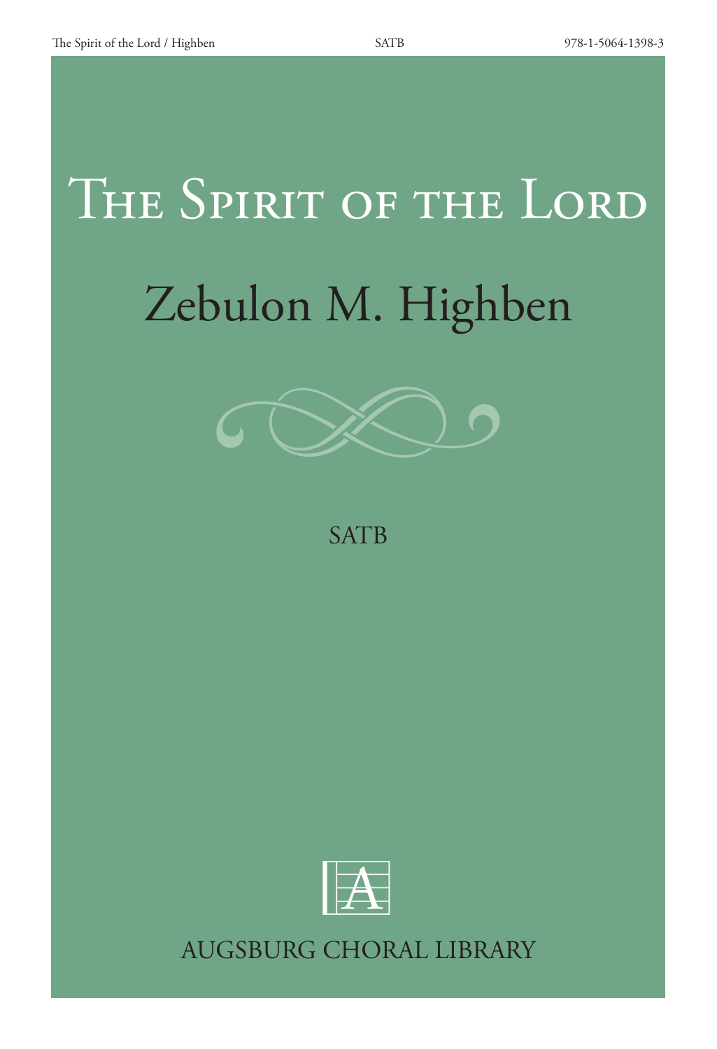# The Spirit of the Lord

## Zebulon M. Highben

SATB

AUGSBURG CHORAL LIBRARY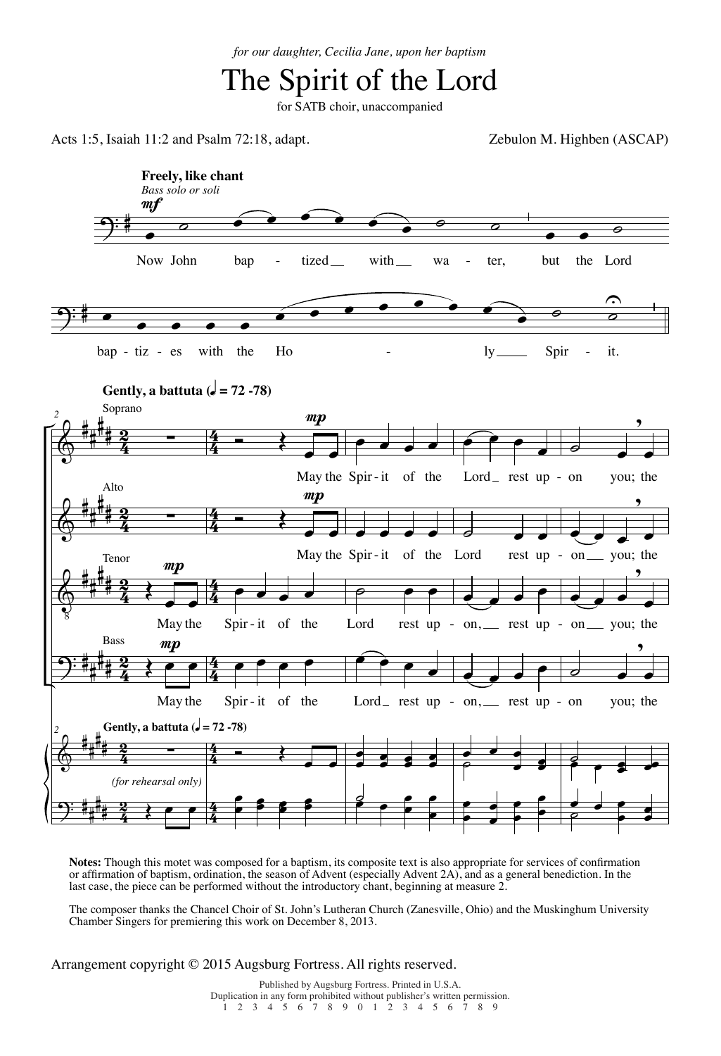*for our daughter, Cecilia Jane, upon her baptism*

# The Spirit of the Lord

for SATB choir, unaccompanied

Acts 1:5, Isaiah 11:2 and Psalm 72:18, adapt.

Zebulon M. Highben (ASCAP)

**Notes:** Though this motet was composed for a baptism, its composite text is also appropriate for services of confirmation or affirmation of baptism, ordination, the season of Advent (especially Advent 2A), and as a general benediction. In the last case, the piece can be performed without the introductory chant, beginning at measure 2.

The composer thanks the Chancel Choir of St. John's Lutheran Church (Zanesville, Ohio) and the Muskingum University Chamber Singers for premiering this work on December 8, 2013.

Arrangement copyright © 2015 Augsburg Fortress. All rights reserved.

Published by Augsburg Fortress. Printed in U.S.A.
Duplication in any form prohibited without publisher's written permission.
1 2 3 4 5 6 7 8 9 0 1 2 3 4 5 6 7 8 9